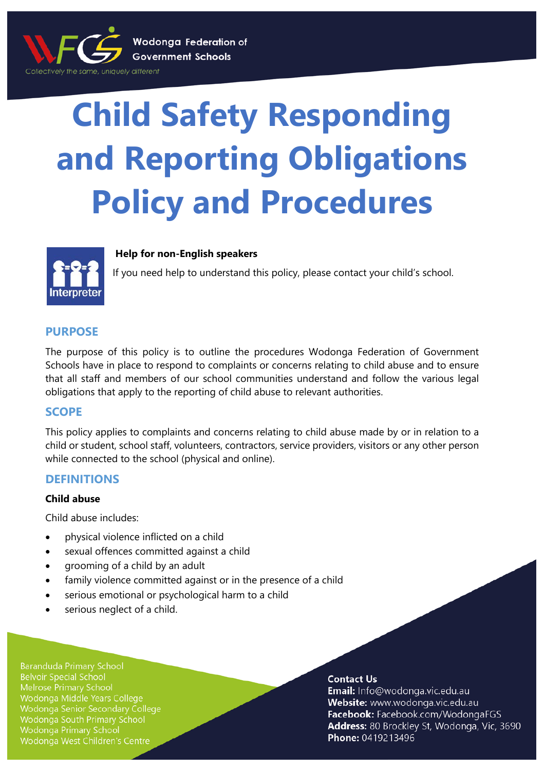Wodonga Federation of Government Schools

Collectively the same, uniquely different

# Child Safety Responding and Reporting Obligations Policy and Procedures

**Help for non-English speakers**

If you need help to understand this policy, please contact your child's school.

## PURPOSE

The purpose of this policy is to outline the procedures Wodonga Federation of Government Schools have in place to respond to complaints or concerns relating to child abuse and to ensure that all staff and members of our school communities understand and follow the various legal obligations that apply to the reporting of child abuse to relevant authorities.

## SCOPE

This policy applies to complaints and concerns relating to child abuse made by or in relation to a child or student, school staff, volunteers, contractors, service providers, visitors or any other person while connected to the school (physical and online).

## DEFINITIONS

**Child abuse**

Child abuse includes:

- physical violence inflicted on a child
- sexual offences committed against a child
- grooming of a child by an adult
- family violence committed against or in the presence of a child
- serious emotional or psychological harm to a child
- serious neglect of a child.

Baranduda Primary School
Belvoir Special School
Melrose Primary School
Wodonga Middle Years College
Wodonga Senior Secondary College
Wodonga South Primary School
Wodonga Primary School
Wodonga West Children's Centre

**Contact Us**
**Email:** Info@wodonga.vic.edu.au
**Website:** www.wodonga.vic.edu.au
**Facebook:** Facebook.com/WodongaFGS
**Address:** 80 Brockley St, Wodonga, Vic, 3690
**Phone:** 0419213496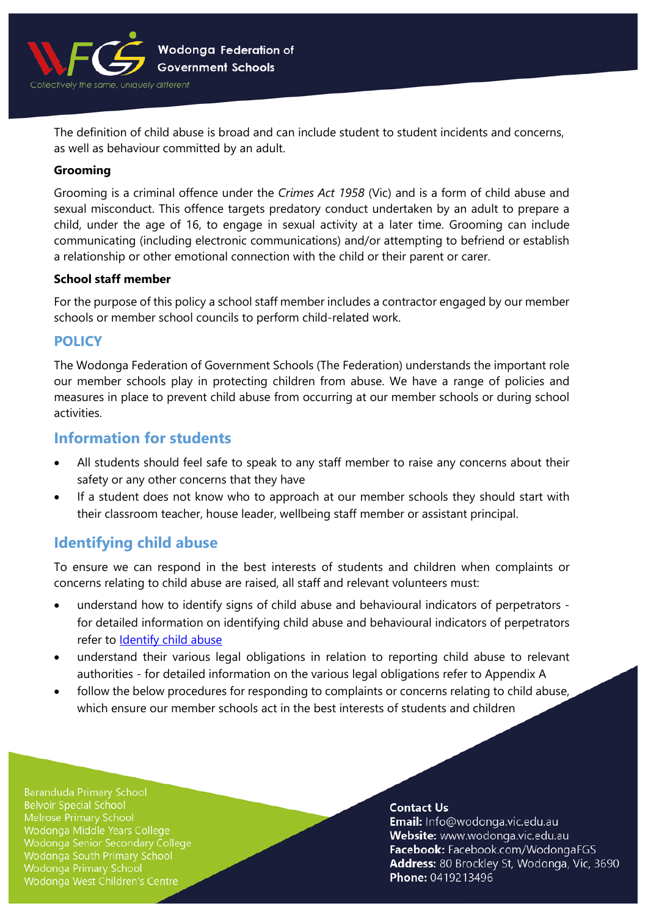The definition of child abuse is broad and can include student to student incidents and concerns, as well as behaviour committed by an adult.

**Grooming**

Grooming is a criminal offence under the *Crimes Act 1958* (Vic) and is a form of child abuse and sexual misconduct. This offence targets predatory conduct undertaken by an adult to prepare a child, under the age of 16, to engage in sexual activity at a later time. Grooming can include communicating (including electronic communications) and/or attempting to befriend or establish a relationship or other emotional connection with the child or their parent or carer.

**School staff member**

For the purpose of this policy a school staff member includes a contractor engaged by our member schools or member school councils to perform child-related work.

## POLICY

The Wodonga Federation of Government Schools (The Federation) understands the important role our member schools play in protecting children from abuse. We have a range of policies and measures in place to prevent child abuse from occurring at our member schools or during school activities.

## Information for students

- All students should feel safe to speak to any staff member to raise any concerns about their safety or any other concerns that they have
- If a student does not know who to approach at our member schools they should start with their classroom teacher, house leader, wellbeing staff member or assistant principal.

## Identifying child abuse

To ensure we can respond in the best interests of students and children when complaints or concerns relating to child abuse are raised, all staff and relevant volunteers must:

- understand how to identify signs of child abuse and behavioural indicators of perpetrators - for detailed information on identifying child abuse and behavioural indicators of perpetrators refer to Identify child abuse
- understand their various legal obligations in relation to reporting child abuse to relevant authorities - for detailed information on the various legal obligations refer to Appendix A
- follow the below procedures for responding to complaints or concerns relating to child abuse, which ensure our member schools act in the best interests of students and children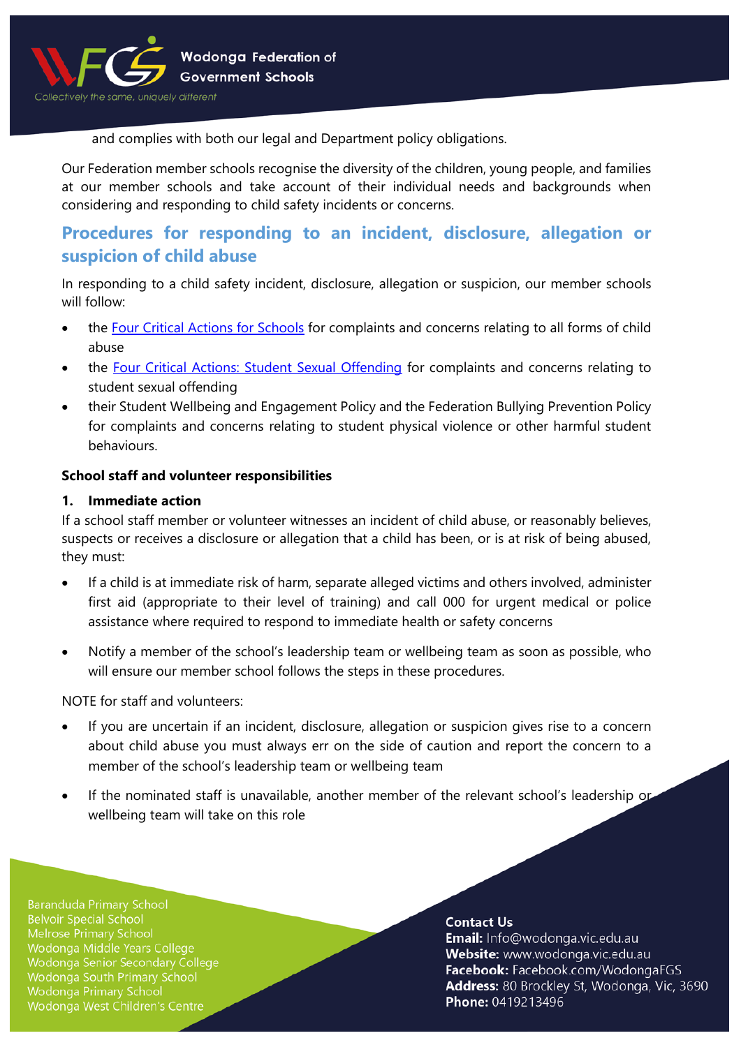and complies with both our legal and Department policy obligations.

Our Federation member schools recognise the diversity of the children, young people, and families at our member schools and take account of their individual needs and backgrounds when considering and responding to child safety incidents or concerns.

## Procedures for responding to an incident, disclosure, allegation or suspicion of child abuse

In responding to a child safety incident, disclosure, allegation or suspicion, our member schools will follow:

- the Four Critical Actions for Schools for complaints and concerns relating to all forms of child abuse
- the Four Critical Actions: Student Sexual Offending for complaints and concerns relating to student sexual offending
- their Student Wellbeing and Engagement Policy and the Federation Bullying Prevention Policy for complaints and concerns relating to student physical violence or other harmful student behaviours.

**School staff and volunteer responsibilities**

**1. Immediate action**

If a school staff member or volunteer witnesses an incident of child abuse, or reasonably believes, suspects or receives a disclosure or allegation that a child has been, or is at risk of being abused, they must:

- If a child is at immediate risk of harm, separate alleged victims and others involved, administer first aid (appropriate to their level of training) and call 000 for urgent medical or police assistance where required to respond to immediate health or safety concerns
- Notify a member of the school's leadership team or wellbeing team as soon as possible, who will ensure our member school follows the steps in these procedures.

NOTE for staff and volunteers:

- If you are uncertain if an incident, disclosure, allegation or suspicion gives rise to a concern about child abuse you must always err on the side of caution and report the concern to a member of the school's leadership team or wellbeing team
- If the nominated staff is unavailable, another member of the relevant school's leadership or wellbeing team will take on this role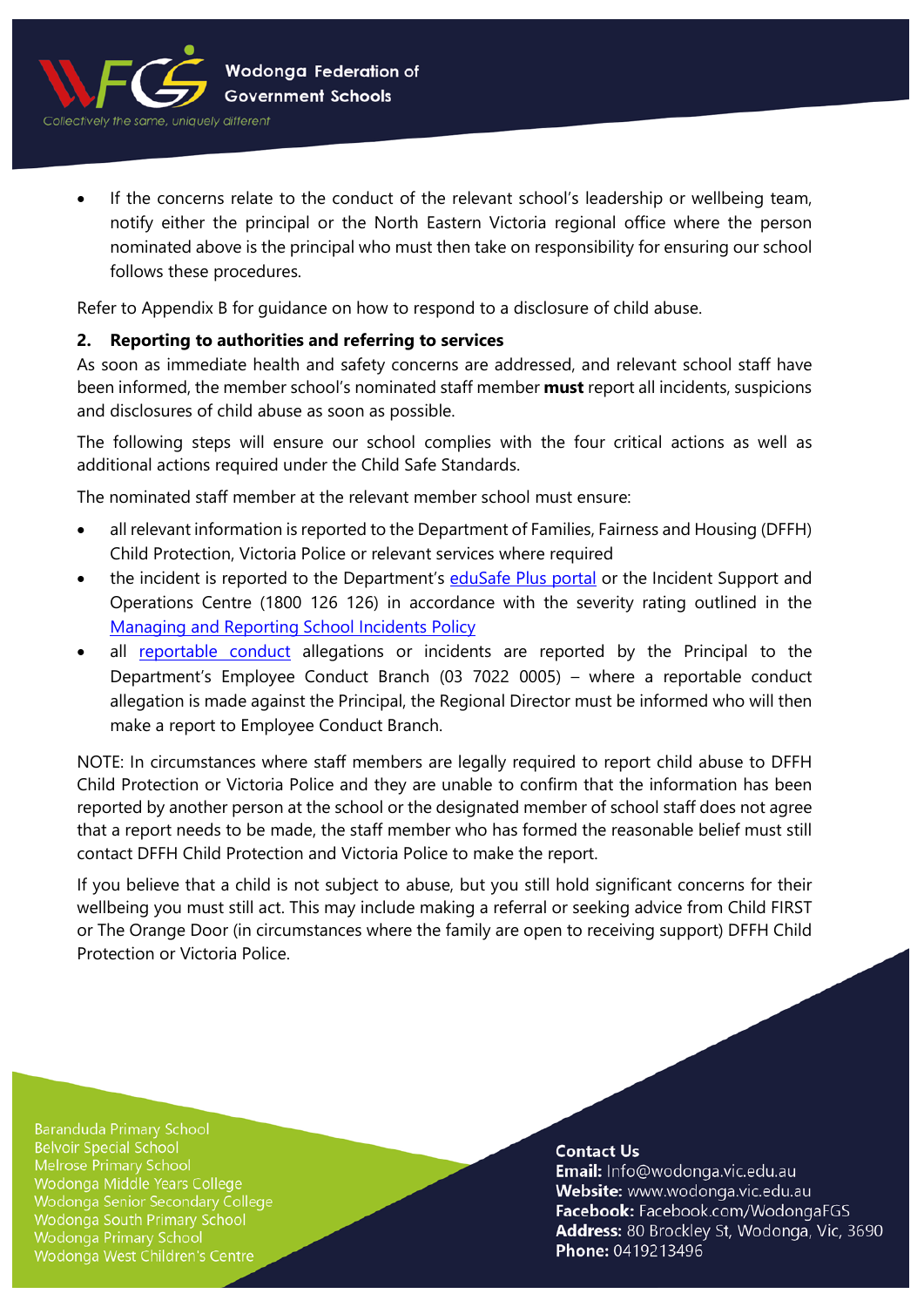- If the concerns relate to the conduct of the relevant school's leadership or wellbeing team, notify either the principal or the North Eastern Victoria regional office where the person nominated above is the principal who must then take on responsibility for ensuring our school follows these procedures.

Refer to Appendix B for guidance on how to respond to a disclosure of child abuse.

### 2. Reporting to authorities and referring to services

As soon as immediate health and safety concerns are addressed, and relevant school staff have been informed, the member school's nominated staff member **must** report all incidents, suspicions and disclosures of child abuse as soon as possible.

The following steps will ensure our school complies with the four critical actions as well as additional actions required under the Child Safe Standards.

The nominated staff member at the relevant member school must ensure:

- all relevant information is reported to the Department of Families, Fairness and Housing (DFFH) Child Protection, Victoria Police or relevant services where required
- the incident is reported to the Department's eduSafe Plus portal or the Incident Support and Operations Centre (1800 126 126) in accordance with the severity rating outlined in the Managing and Reporting School Incidents Policy
- all reportable conduct allegations or incidents are reported by the Principal to the Department's Employee Conduct Branch (03 7022 0005) – where a reportable conduct allegation is made against the Principal, the Regional Director must be informed who will then make a report to Employee Conduct Branch.

NOTE: In circumstances where staff members are legally required to report child abuse to DFFH Child Protection or Victoria Police and they are unable to confirm that the information has been reported by another person at the school or the designated member of school staff does not agree that a report needs to be made, the staff member who has formed the reasonable belief must still contact DFFH Child Protection and Victoria Police to make the report.

If you believe that a child is not subject to abuse, but you still hold significant concerns for their wellbeing you must still act. This may include making a referral or seeking advice from Child FIRST or The Orange Door (in circumstances where the family are open to receiving support) DFFH Child Protection or Victoria Police.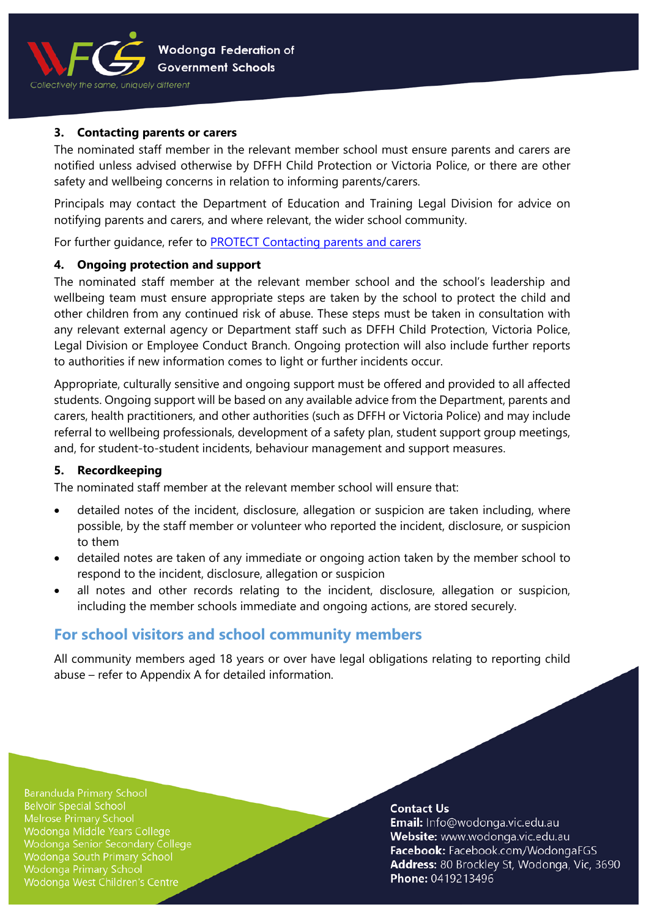### 3. Contacting parents or carers

The nominated staff member in the relevant member school must ensure parents and carers are notified unless advised otherwise by DFFH Child Protection or Victoria Police, or there are other safety and wellbeing concerns in relation to informing parents/carers.

Principals may contact the Department of Education and Training Legal Division for advice on notifying parents and carers, and where relevant, the wider school community.

For further guidance, refer to PROTECT Contacting parents and carers

### 4. Ongoing protection and support

The nominated staff member at the relevant member school and the school's leadership and wellbeing team must ensure appropriate steps are taken by the school to protect the child and other children from any continued risk of abuse. These steps must be taken in consultation with any relevant external agency or Department staff such as DFFH Child Protection, Victoria Police, Legal Division or Employee Conduct Branch. Ongoing protection will also include further reports to authorities if new information comes to light or further incidents occur.

Appropriate, culturally sensitive and ongoing support must be offered and provided to all affected students. Ongoing support will be based on any available advice from the Department, parents and carers, health practitioners, and other authorities (such as DFFH or Victoria Police) and may include referral to wellbeing professionals, development of a safety plan, student support group meetings, and, for student-to-student incidents, behaviour management and support measures.

### 5. Recordkeeping

The nominated staff member at the relevant member school will ensure that:

- detailed notes of the incident, disclosure, allegation or suspicion are taken including, where possible, by the staff member or volunteer who reported the incident, disclosure, or suspicion to them
- detailed notes are taken of any immediate or ongoing action taken by the member school to respond to the incident, disclosure, allegation or suspicion
- all notes and other records relating to the incident, disclosure, allegation or suspicion, including the member schools immediate and ongoing actions, are stored securely.

## For school visitors and school community members

All community members aged 18 years or over have legal obligations relating to reporting child abuse – refer to Appendix A for detailed information.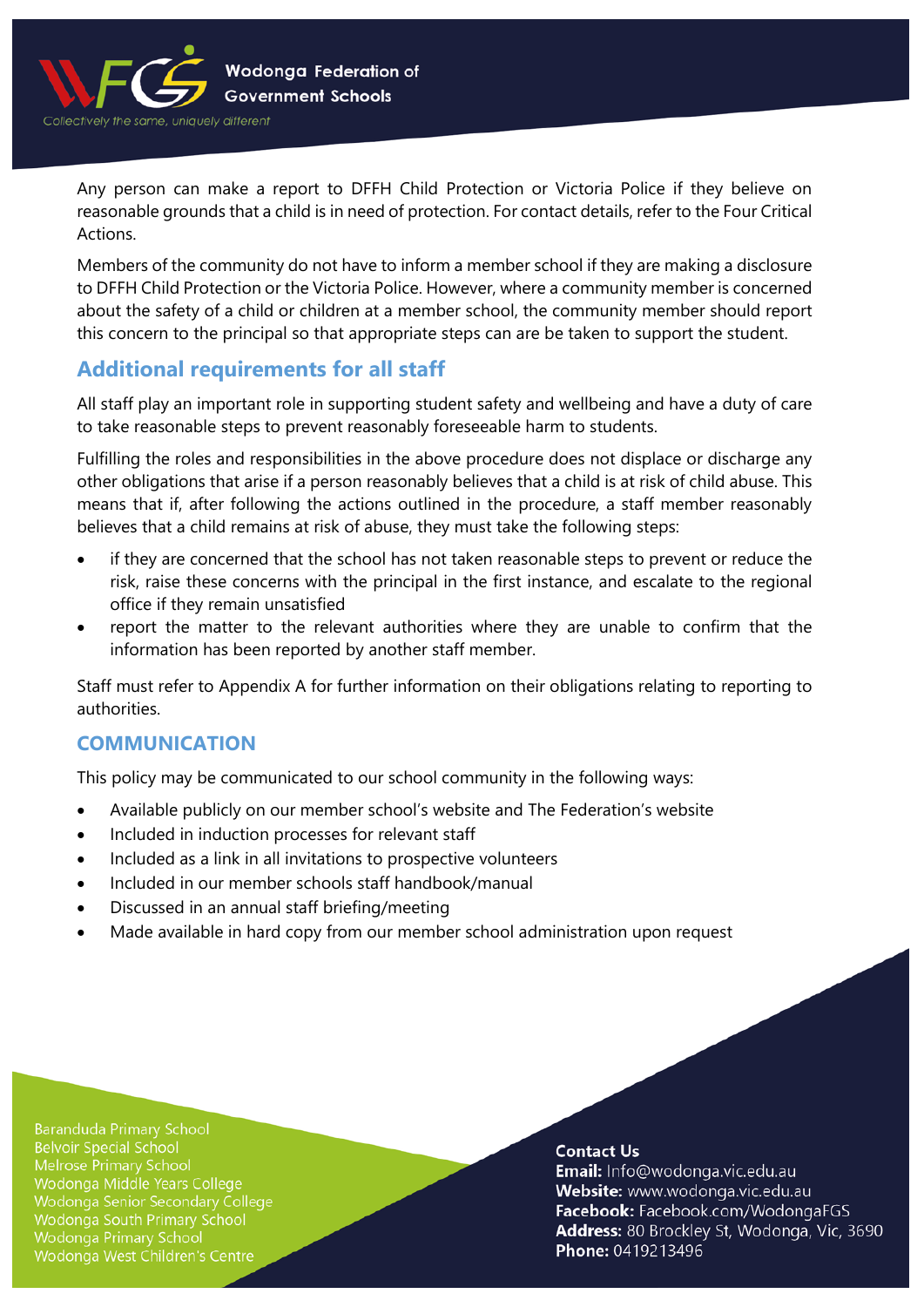Any person can make a report to DFFH Child Protection or Victoria Police if they believe on reasonable grounds that a child is in need of protection. For contact details, refer to the Four Critical Actions.

Members of the community do not have to inform a member school if they are making a disclosure to DFFH Child Protection or the Victoria Police. However, where a community member is concerned about the safety of a child or children at a member school, the community member should report this concern to the principal so that appropriate steps can are be taken to support the student.

## Additional requirements for all staff

All staff play an important role in supporting student safety and wellbeing and have a duty of care to take reasonable steps to prevent reasonably foreseeable harm to students.

Fulfilling the roles and responsibilities in the above procedure does not displace or discharge any other obligations that arise if a person reasonably believes that a child is at risk of child abuse. This means that if, after following the actions outlined in the procedure, a staff member reasonably believes that a child remains at risk of abuse, they must take the following steps:

- if they are concerned that the school has not taken reasonable steps to prevent or reduce the risk, raise these concerns with the principal in the first instance, and escalate to the regional office if they remain unsatisfied
- report the matter to the relevant authorities where they are unable to confirm that the information has been reported by another staff member.

Staff must refer to Appendix A for further information on their obligations relating to reporting to authorities.

## COMMUNICATION

This policy may be communicated to our school community in the following ways:

- Available publicly on our member school's website and The Federation's website
- Included in induction processes for relevant staff
- Included as a link in all invitations to prospective volunteers
- Included in our member schools staff handbook/manual
- Discussed in an annual staff briefing/meeting
- Made available in hard copy from our member school administration upon request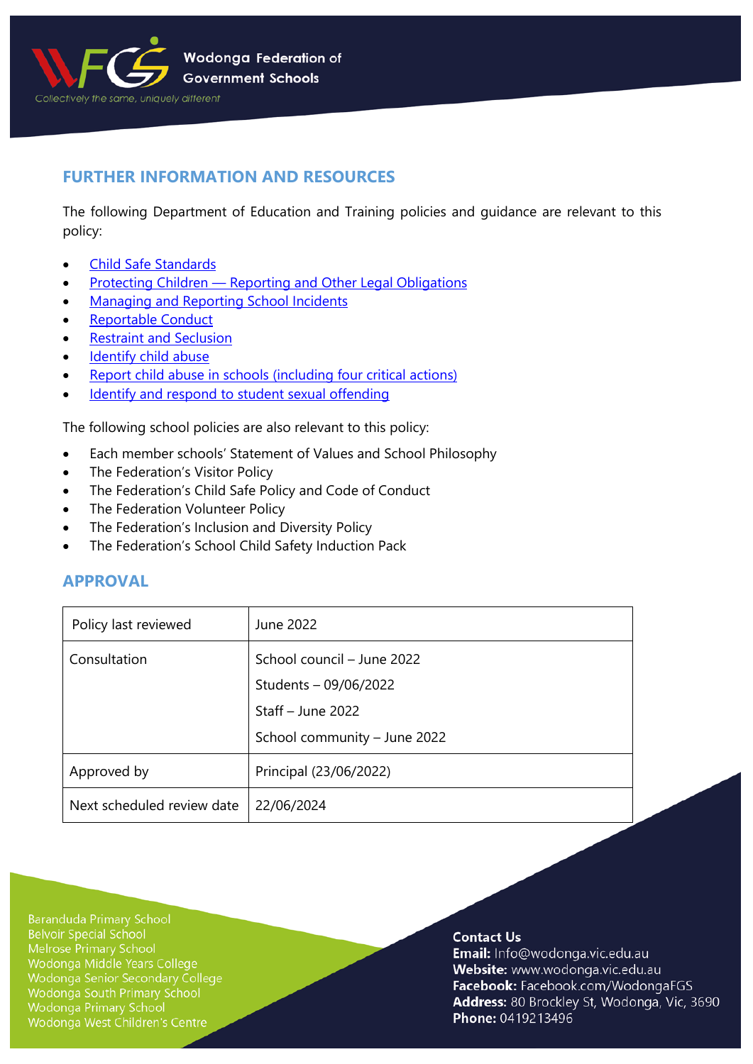## FURTHER INFORMATION AND RESOURCES

The following Department of Education and Training policies and guidance are relevant to this policy:

- Child Safe Standards
- Protecting Children — Reporting and Other Legal Obligations
- Managing and Reporting School Incidents
- Reportable Conduct
- Restraint and Seclusion
- Identify child abuse
- Report child abuse in schools (including four critical actions)
- Identify and respond to student sexual offending

The following school policies are also relevant to this policy:

- Each member schools' Statement of Values and School Philosophy
- The Federation's Visitor Policy
- The Federation's Child Safe Policy and Code of Conduct
- The Federation Volunteer Policy
- The Federation's Inclusion and Diversity Policy
- The Federation's School Child Safety Induction Pack

## APPROVAL

| Policy last reviewed | June 2022 |
|---|---|
| Consultation | School council – June 2022<br>Students – 09/06/2022<br>Staff – June 2022<br>School community – June 2022 |
| Approved by | Principal (23/06/2022) |
| Next scheduled review date | 22/06/2024 |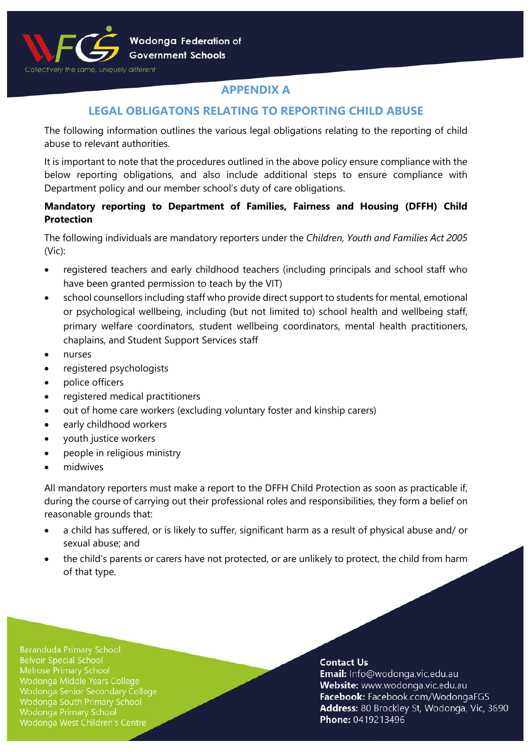## APPENDIX A

## LEGAL OBLIGATONS RELATING TO REPORTING CHILD ABUSE

The following information outlines the various legal obligations relating to the reporting of child abuse to relevant authorities.

It is important to note that the procedures outlined in the above policy ensure compliance with the below reporting obligations, and also include additional steps to ensure compliance with Department policy and our member school's duty of care obligations.

**Mandatory reporting to Department of Families, Fairness and Housing (DFFH) Child Protection**

The following individuals are mandatory reporters under the *Children, Youth and Families Act 2005* (Vic):

- registered teachers and early childhood teachers (including principals and school staff who have been granted permission to teach by the VIT)
- school counsellors including staff who provide direct support to students for mental, emotional or psychological wellbeing, including (but not limited to) school health and wellbeing staff, primary welfare coordinators, student wellbeing coordinators, mental health practitioners, chaplains, and Student Support Services staff
- nurses
- registered psychologists
- police officers
- registered medical practitioners
- out of home care workers (excluding voluntary foster and kinship carers)
- early childhood workers
- youth justice workers
- people in religious ministry
- midwives

All mandatory reporters must make a report to the DFFH Child Protection as soon as practicable if, during the course of carrying out their professional roles and responsibilities, they form a belief on reasonable grounds that:

- a child has suffered, or is likely to suffer, significant harm as a result of physical abuse and/ or sexual abuse; and
- the child's parents or carers have not protected, or are unlikely to protect, the child from harm of that type.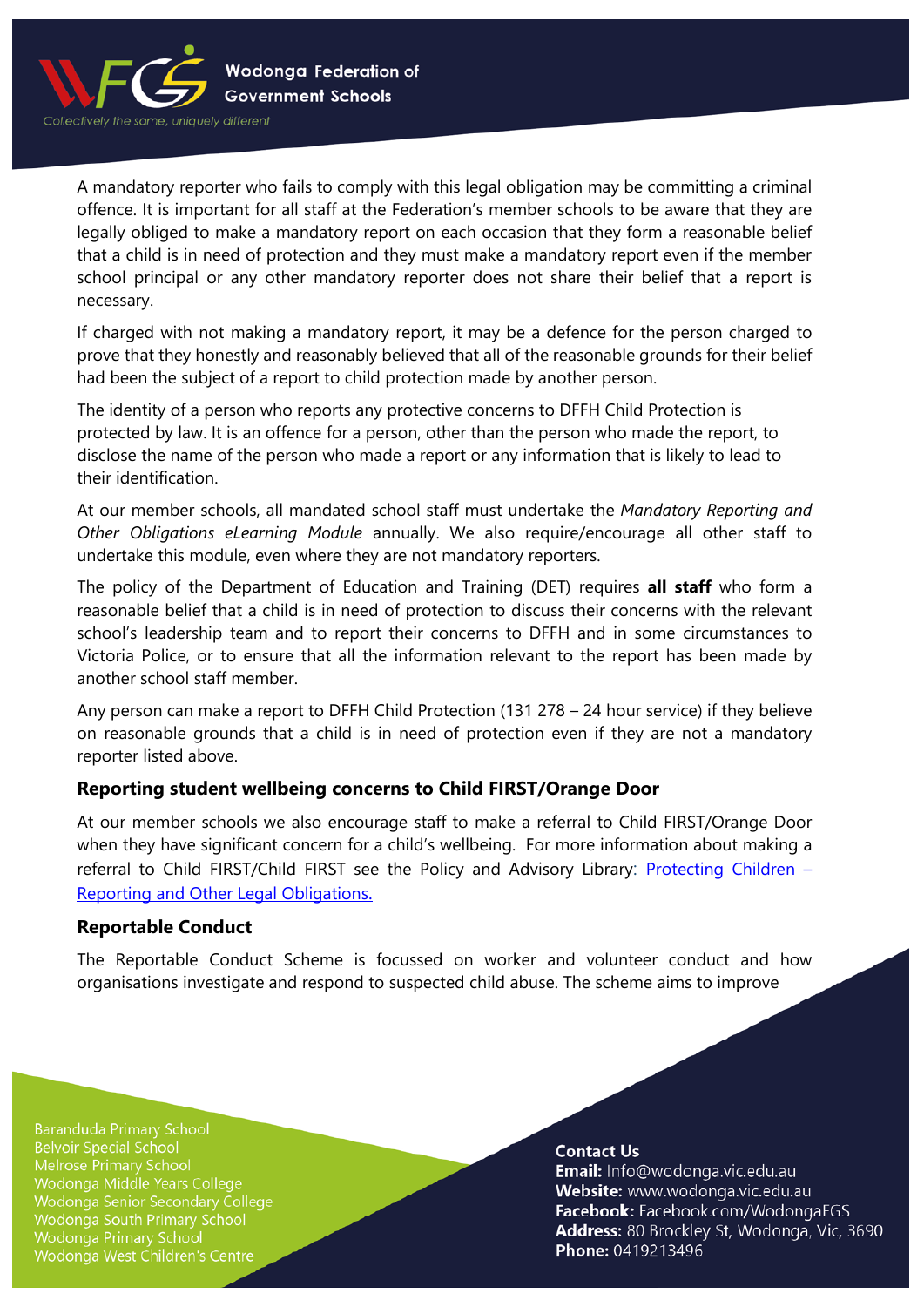A mandatory reporter who fails to comply with this legal obligation may be committing a criminal offence. It is important for all staff at the Federation's member schools to be aware that they are legally obliged to make a mandatory report on each occasion that they form a reasonable belief that a child is in need of protection and they must make a mandatory report even if the member school principal or any other mandatory reporter does not share their belief that a report is necessary.

If charged with not making a mandatory report, it may be a defence for the person charged to prove that they honestly and reasonably believed that all of the reasonable grounds for their belief had been the subject of a report to child protection made by another person.

The identity of a person who reports any protective concerns to DFFH Child Protection is protected by law. It is an offence for a person, other than the person who made the report, to disclose the name of the person who made a report or any information that is likely to lead to their identification.

At our member schools, all mandated school staff must undertake the *Mandatory Reporting and Other Obligations eLearning Module* annually. We also require/encourage all other staff to undertake this module, even where they are not mandatory reporters.

The policy of the Department of Education and Training (DET) requires **all staff** who form a reasonable belief that a child is in need of protection to discuss their concerns with the relevant school's leadership team and to report their concerns to DFFH and in some circumstances to Victoria Police, or to ensure that all the information relevant to the report has been made by another school staff member.

Any person can make a report to DFFH Child Protection (131 278 – 24 hour service) if they believe on reasonable grounds that a child is in need of protection even if they are not a mandatory reporter listed above.

### Reporting student wellbeing concerns to Child FIRST/Orange Door

At our member schools we also encourage staff to make a referral to Child FIRST/Orange Door when they have significant concern for a child's wellbeing. For more information about making a referral to Child FIRST/Child FIRST see the Policy and Advisory Library: [Protecting Children – Reporting and Other Legal Obligations.]()

### Reportable Conduct

The Reportable Conduct Scheme is focussed on worker and volunteer conduct and how organisations investigate and respond to suspected child abuse. The scheme aims to improve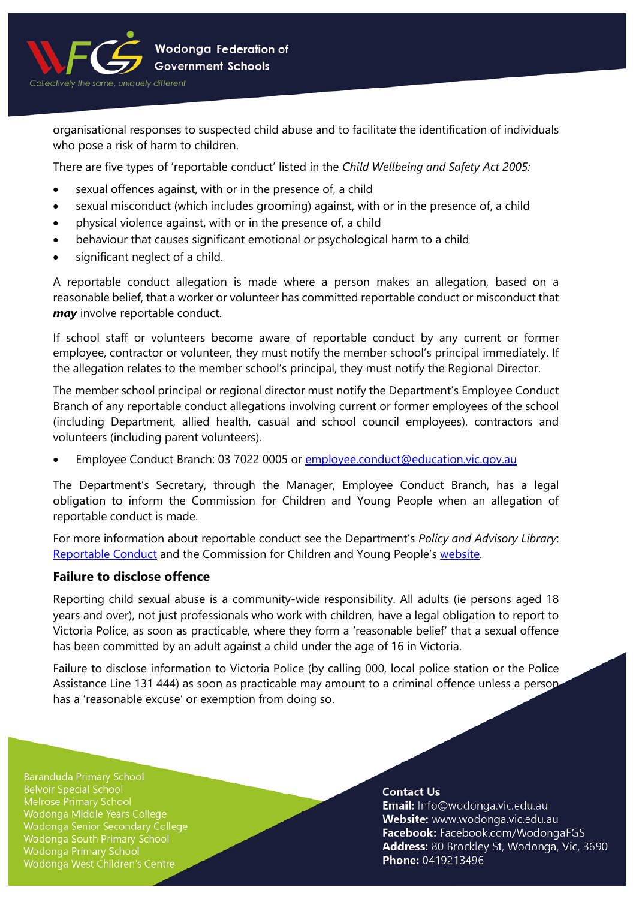organisational responses to suspected child abuse and to facilitate the identification of individuals who pose a risk of harm to children.

There are five types of 'reportable conduct' listed in the *Child Wellbeing and Safety Act 2005:*

- sexual offences against, with or in the presence of, a child
- sexual misconduct (which includes grooming) against, with or in the presence of, a child
- physical violence against, with or in the presence of, a child
- behaviour that causes significant emotional or psychological harm to a child
- significant neglect of a child.

A reportable conduct allegation is made where a person makes an allegation, based on a reasonable belief, that a worker or volunteer has committed reportable conduct or misconduct that ***may*** involve reportable conduct.

If school staff or volunteers become aware of reportable conduct by any current or former employee, contractor or volunteer, they must notify the member school's principal immediately. If the allegation relates to the member school's principal, they must notify the Regional Director.

The member school principal or regional director must notify the Department's Employee Conduct Branch of any reportable conduct allegations involving current or former employees of the school (including Department, allied health, casual and school council employees), contractors and volunteers (including parent volunteers).

- Employee Conduct Branch: 03 7022 0005 or [employee.conduct@education.vic.gov.au](mailto:employee.conduct@education.vic.gov.au)

The Department's Secretary, through the Manager, Employee Conduct Branch, has a legal obligation to inform the Commission for Children and Young People when an allegation of reportable conduct is made.

For more information about reportable conduct see the Department's *Policy and Advisory Library*: [Reportable Conduct]() and the Commission for Children and Young People's [website]().

### Failure to disclose offence

Reporting child sexual abuse is a community-wide responsibility. All adults (ie persons aged 18 years and over), not just professionals who work with children, have a legal obligation to report to Victoria Police, as soon as practicable, where they form a 'reasonable belief' that a sexual offence has been committed by an adult against a child under the age of 16 in Victoria.

Failure to disclose information to Victoria Police (by calling 000, local police station or the Police Assistance Line 131 444) as soon as practicable may amount to a criminal offence unless a person has a 'reasonable excuse' or exemption from doing so.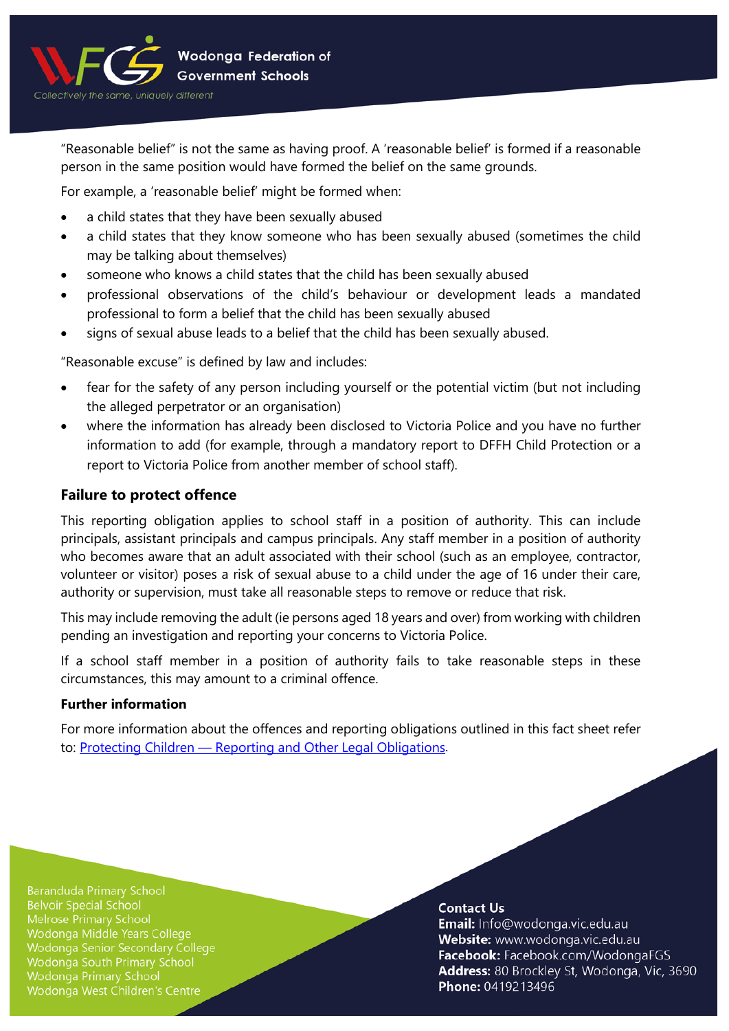"Reasonable belief" is not the same as having proof. A 'reasonable belief' is formed if a reasonable person in the same position would have formed the belief on the same grounds.

For example, a 'reasonable belief' might be formed when:

- a child states that they have been sexually abused
- a child states that they know someone who has been sexually abused (sometimes the child may be talking about themselves)
- someone who knows a child states that the child has been sexually abused
- professional observations of the child's behaviour or development leads a mandated professional to form a belief that the child has been sexually abused
- signs of sexual abuse leads to a belief that the child has been sexually abused.

"Reasonable excuse" is defined by law and includes:

- fear for the safety of any person including yourself or the potential victim (but not including the alleged perpetrator or an organisation)
- where the information has already been disclosed to Victoria Police and you have no further information to add (for example, through a mandatory report to DFFH Child Protection or a report to Victoria Police from another member of school staff).

### Failure to protect offence

This reporting obligation applies to school staff in a position of authority. This can include principals, assistant principals and campus principals. Any staff member in a position of authority who becomes aware that an adult associated with their school (such as an employee, contractor, volunteer or visitor) poses a risk of sexual abuse to a child under the age of 16 under their care, authority or supervision, must take all reasonable steps to remove or reduce that risk.

This may include removing the adult (ie persons aged 18 years and over) from working with children pending an investigation and reporting your concerns to Victoria Police.

If a school staff member in a position of authority fails to take reasonable steps in these circumstances, this may amount to a criminal offence.

**Further information**

For more information about the offences and reporting obligations outlined in this fact sheet refer to: [Protecting Children — Reporting and Other Legal Obligations](Protecting Children — Reporting and Other Legal Obligations).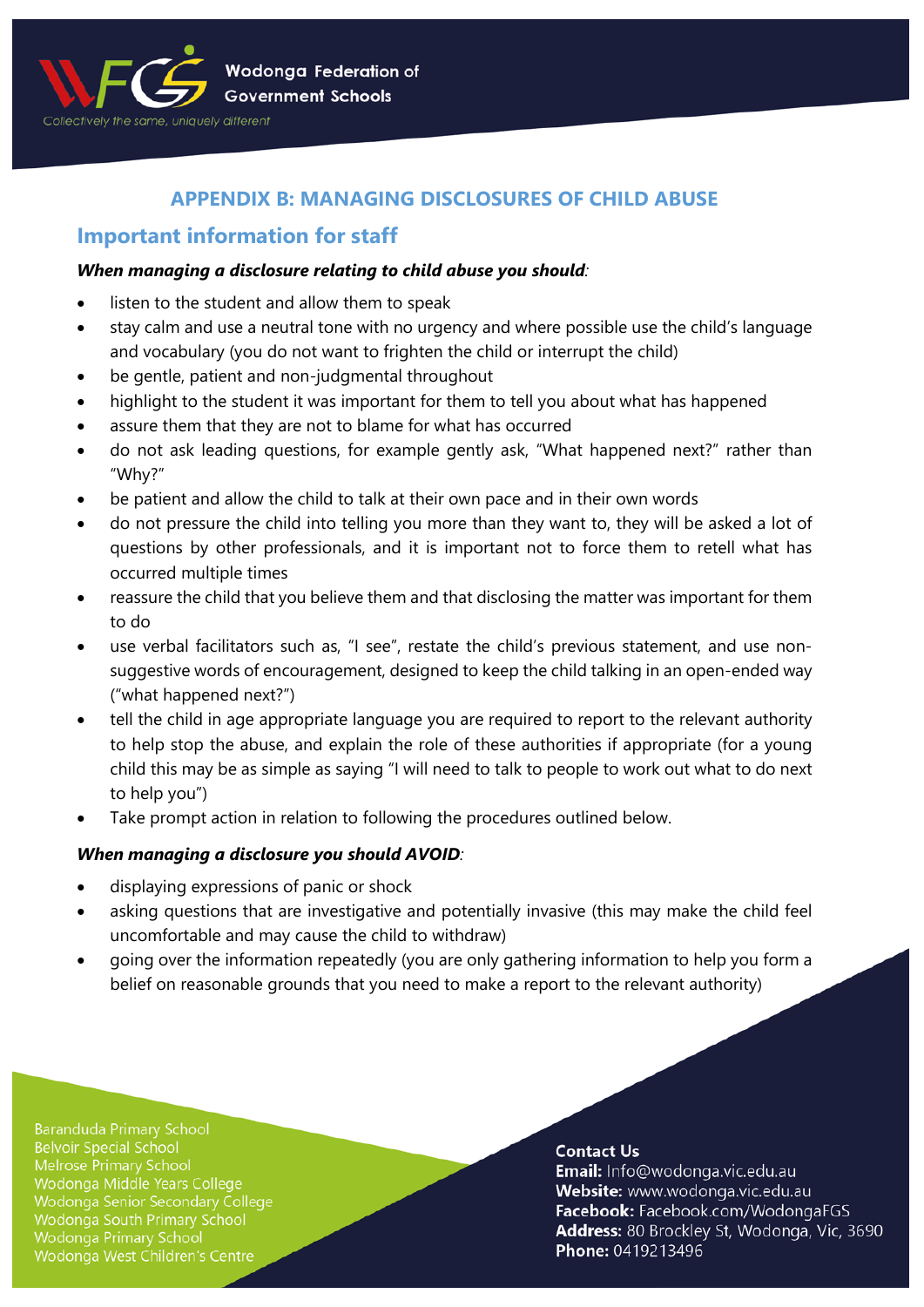# APPENDIX B: MANAGING DISCLOSURES OF CHILD ABUSE

## Important information for staff

***When managing a disclosure relating to child abuse you should:***

- listen to the student and allow them to speak
- stay calm and use a neutral tone with no urgency and where possible use the child's language and vocabulary (you do not want to frighten the child or interrupt the child)
- be gentle, patient and non-judgmental throughout
- highlight to the student it was important for them to tell you about what has happened
- assure them that they are not to blame for what has occurred
- do not ask leading questions, for example gently ask, "What happened next?" rather than "Why?"
- be patient and allow the child to talk at their own pace and in their own words
- do not pressure the child into telling you more than they want to, they will be asked a lot of questions by other professionals, and it is important not to force them to retell what has occurred multiple times
- reassure the child that you believe them and that disclosing the matter was important for them to do
- use verbal facilitators such as, "I see", restate the child's previous statement, and use non-suggestive words of encouragement, designed to keep the child talking in an open-ended way ("what happened next?")
- tell the child in age appropriate language you are required to report to the relevant authority to help stop the abuse, and explain the role of these authorities if appropriate (for a young child this may be as simple as saying "I will need to talk to people to work out what to do next to help you")
- Take prompt action in relation to following the procedures outlined below.

***When managing a disclosure you should AVOID:***

- displaying expressions of panic or shock
- asking questions that are investigative and potentially invasive (this may make the child feel uncomfortable and may cause the child to withdraw)
- going over the information repeatedly (you are only gathering information to help you form a belief on reasonable grounds that you need to make a report to the relevant authority)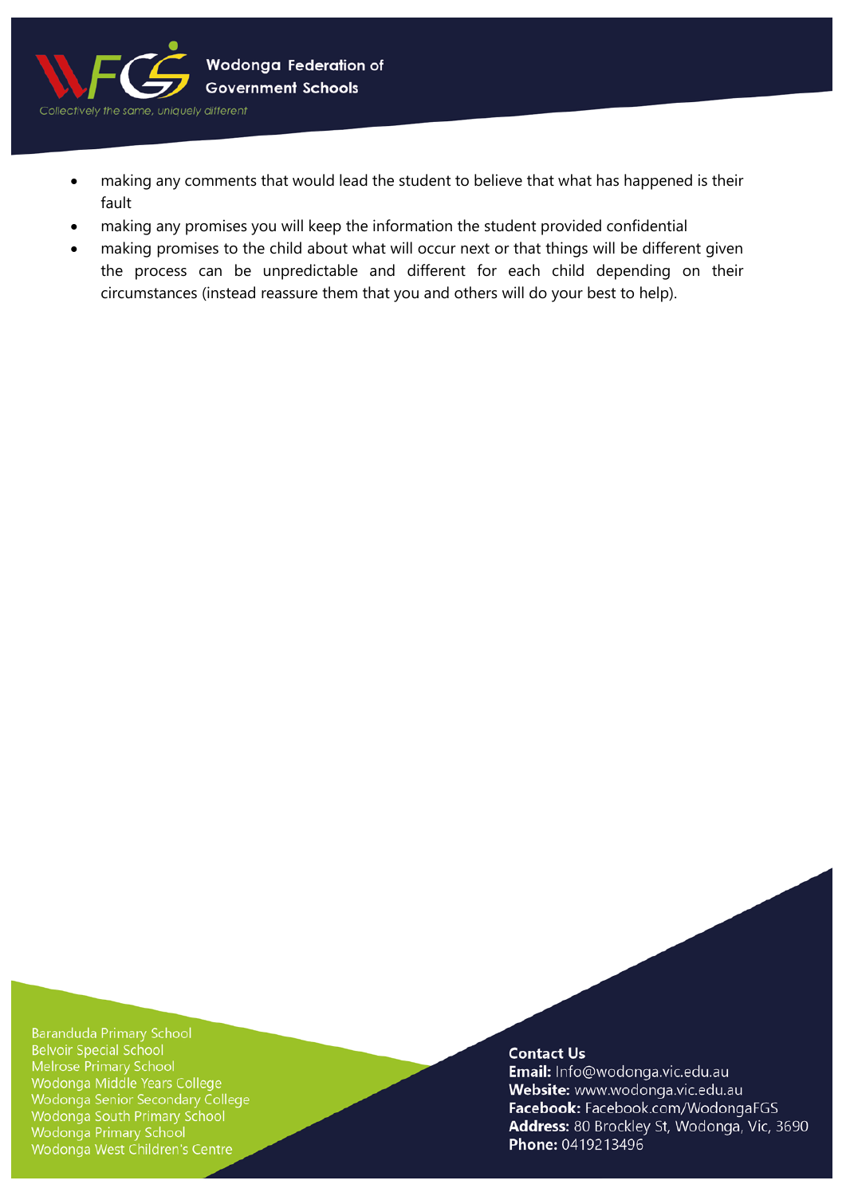- making any comments that would lead the student to believe that what has happened is their fault
- making any promises you will keep the information the student provided confidential
- making promises to the child about what will occur next or that things will be different given the process can be unpredictable and different for each child depending on their circumstances (instead reassure them that you and others will do your best to help).